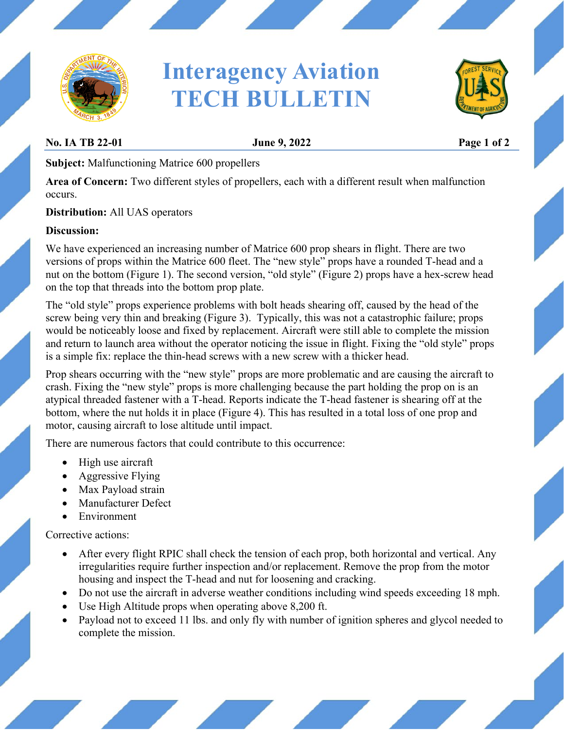# Interagency Aviation TECH BULLETIN

**No. IA TB 22-01** **June 9, 2022**

**Subject:** Malfunctioning Matrice 600 propellers

**Area of Concern:** Two different styles of propellers, each with a different result when malfunction occurs.

**Distribution:** All UAS operators

**Discussion:**

We have experienced an increasing number of Matrice 600 prop shears in flight. There are two versions of props within the Matrice 600 fleet. The "new style" props have a rounded T-head and a nut on the bottom (Figure 1). The second version, "old style" (Figure 2) props have a hex-screw head on the top that threads into the bottom prop plate.

The "old style" props experience problems with bolt heads shearing off, caused by the head of the screw being very thin and breaking (Figure 3). Typically, this was not a catastrophic failure; props would be noticeably loose and fixed by replacement. Aircraft were still able to complete the mission and return to launch area without the operator noticing the issue in flight. Fixing the "old style" props is a simple fix: replace the thin-head screws with a new screw with a thicker head.

Prop shears occurring with the "new style" props are more problematic and are causing the aircraft to crash. Fixing the "new style" props is more challenging because the part holding the prop on is an atypical threaded fastener with a T-head. Reports indicate the T-head fastener is shearing off at the bottom, where the nut holds it in place (Figure 4). This has resulted in a total loss of one prop and motor, causing aircraft to lose altitude until impact.

There are numerous factors that could contribute to this occurrence:

- High use aircraft
- Aggressive Flying
- Max Payload strain
- Manufacturer Defect
- Environment

Corrective actions:

- After every flight RPIC shall check the tension of each prop, both horizontal and vertical. Any irregularities require further inspection and/or replacement. Remove the prop from the motor housing and inspect the T-head and nut for loosening and cracking.
- Do not use the aircraft in adverse weather conditions including wind speeds exceeding 18 mph.
- Use High Altitude props when operating above 8,200 ft.
- Payload not to exceed 11 lbs. and only fly with number of ignition spheres and glycol needed to complete the mission.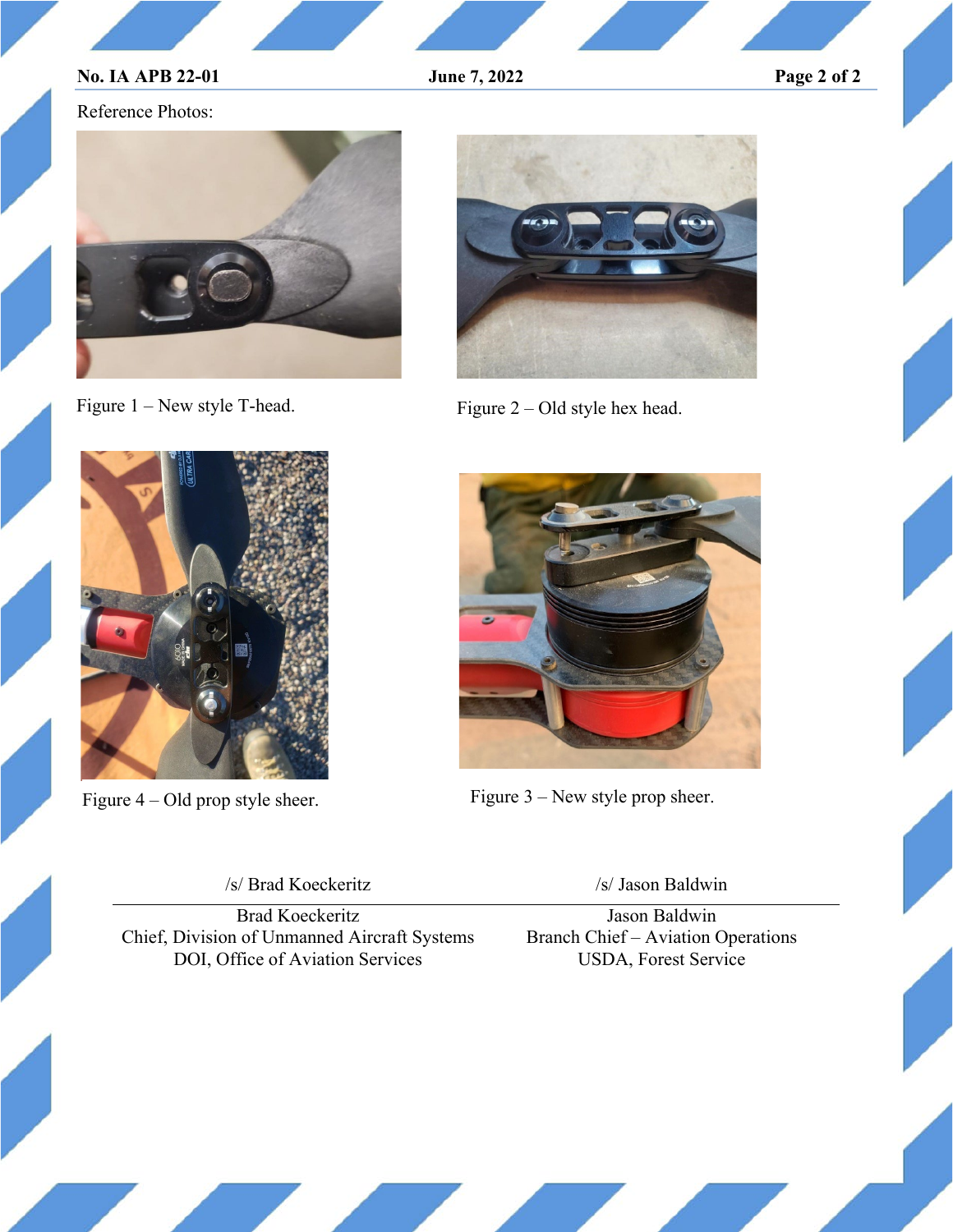Reference Photos:

Figure 1 – New style T-head.

Figure 2 – Old style hex head.

Figure 4 – Old prop style sheer.

Figure 3 – New style prop sheer.

/s/ Brad Koeckeritz

Brad Koeckeritz
Chief, Division of Unmanned Aircraft Systems
DOI, Office of Aviation Services

/s/ Jason Baldwin

Jason Baldwin
Branch Chief – Aviation Operations
USDA, Forest Service